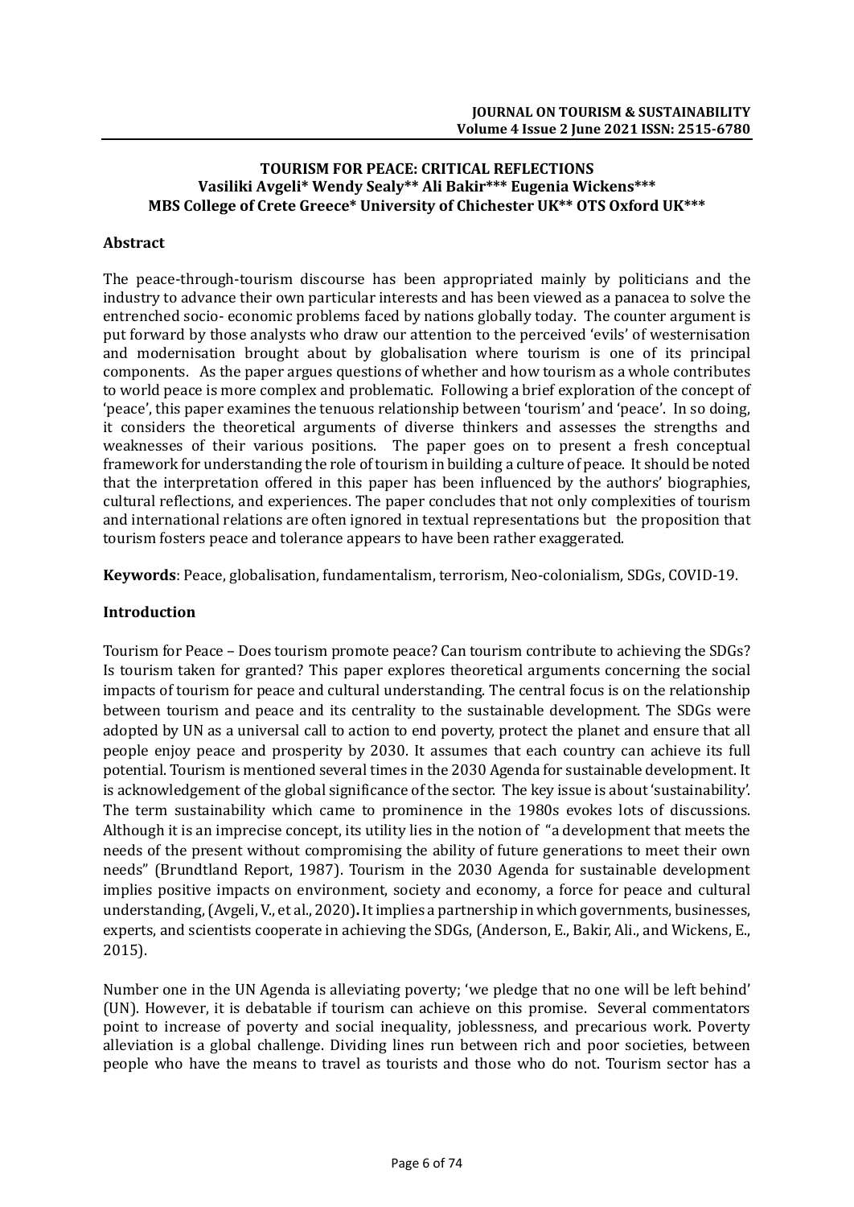# TOURISM FOR PEACE: CRITICAL REFLECTIONS

**Vasiliki Avgeli\* Wendy Sealy\*\* Ali Bakir\*\*\* Eugenia Wickens\*\*\***

**MBS College of Crete Greece\* University of Chichester UK\*\* OTS Oxford UK\*\*\***

## Abstract

The peace-through-tourism discourse has been appropriated mainly by politicians and the industry to advance their own particular interests and has been viewed as a panacea to solve the entrenched socio- economic problems faced by nations globally today. The counter argument is put forward by those analysts who draw our attention to the perceived 'evils' of westernisation and modernisation brought about by globalisation where tourism is one of its principal components. As the paper argues questions of whether and how tourism as a whole contributes to world peace is more complex and problematic. Following a brief exploration of the concept of 'peace', this paper examines the tenuous relationship between 'tourism' and 'peace'. In so doing, it considers the theoretical arguments of diverse thinkers and assesses the strengths and weaknesses of their various positions. The paper goes on to present a fresh conceptual framework for understanding the role of tourism in building a culture of peace. It should be noted that the interpretation offered in this paper has been influenced by the authors' biographies, cultural reflections, and experiences. The paper concludes that not only complexities of tourism and international relations are often ignored in textual representations but the proposition that tourism fosters peace and tolerance appears to have been rather exaggerated.

**Keywords**: Peace, globalisation, fundamentalism, terrorism, Neo-colonialism, SDGs, COVID-19.

## Introduction

Tourism for Peace – Does tourism promote peace? Can tourism contribute to achieving the SDGs? Is tourism taken for granted? This paper explores theoretical arguments concerning the social impacts of tourism for peace and cultural understanding. The central focus is on the relationship between tourism and peace and its centrality to the sustainable development. The SDGs were adopted by UN as a universal call to action to end poverty, protect the planet and ensure that all people enjoy peace and prosperity by 2030. It assumes that each country can achieve its full potential. Tourism is mentioned several times in the 2030 Agenda for sustainable development. It is acknowledgement of the global significance of the sector. The key issue is about 'sustainability'. The term sustainability which came to prominence in the 1980s evokes lots of discussions. Although it is an imprecise concept, its utility lies in the notion of "a development that meets the needs of the present without compromising the ability of future generations to meet their own needs" (Brundtland Report, 1987). Tourism in the 2030 Agenda for sustainable development implies positive impacts on environment, society and economy, a force for peace and cultural understanding, (Avgeli, V., et al., 2020)**.** It implies a partnership in which governments, businesses, experts, and scientists cooperate in achieving the SDGs, (Anderson, E., Bakir, Ali., and Wickens, E., 2015).

Number one in the UN Agenda is alleviating poverty; 'we pledge that no one will be left behind' (UN). However, it is debatable if tourism can achieve on this promise. Several commentators point to increase of poverty and social inequality, joblessness, and precarious work. Poverty alleviation is a global challenge. Dividing lines run between rich and poor societies, between people who have the means to travel as tourists and those who do not. Tourism sector has a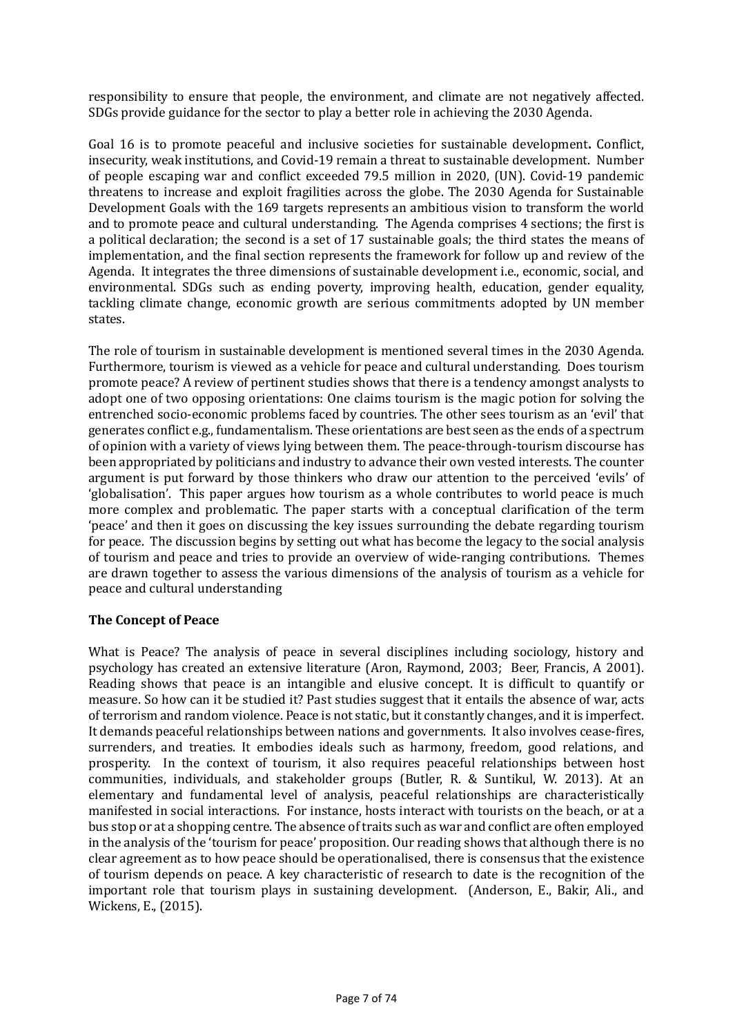responsibility to ensure that people, the environment, and climate are not negatively affected. SDGs provide guidance for the sector to play a better role in achieving the 2030 Agenda.

Goal 16 is to promote peaceful and inclusive societies for sustainable development**.** Conflict, insecurity, weak institutions, and Covid-19 remain a threat to sustainable development. Number of people escaping war and conflict exceeded 79.5 million in 2020, (UN). Covid-19 pandemic threatens to increase and exploit fragilities across the globe. The 2030 Agenda for Sustainable Development Goals with the 169 targets represents an ambitious vision to transform the world and to promote peace and cultural understanding. The Agenda comprises 4 sections; the first is a political declaration; the second is a set of 17 sustainable goals; the third states the means of implementation, and the final section represents the framework for follow up and review of the Agenda. It integrates the three dimensions of sustainable development i.e., economic, social, and environmental. SDGs such as ending poverty, improving health, education, gender equality, tackling climate change, economic growth are serious commitments adopted by UN member states.

The role of tourism in sustainable development is mentioned several times in the 2030 Agenda. Furthermore, tourism is viewed as a vehicle for peace and cultural understanding. Does tourism promote peace? A review of pertinent studies shows that there is a tendency amongst analysts to adopt one of two opposing orientations: One claims tourism is the magic potion for solving the entrenched socio-economic problems faced by countries. The other sees tourism as an 'evil' that generates conflict e.g., fundamentalism. These orientations are best seen as the ends of a spectrum of opinion with a variety of views lying between them. The peace-through-tourism discourse has been appropriated by politicians and industry to advance their own vested interests. The counter argument is put forward by those thinkers who draw our attention to the perceived 'evils' of 'globalisation'. This paper argues how tourism as a whole contributes to world peace is much more complex and problematic. The paper starts with a conceptual clarification of the term 'peace' and then it goes on discussing the key issues surrounding the debate regarding tourism for peace. The discussion begins by setting out what has become the legacy to the social analysis of tourism and peace and tries to provide an overview of wide-ranging contributions. Themes are drawn together to assess the various dimensions of the analysis of tourism as a vehicle for peace and cultural understanding

## The Concept of Peace

What is Peace? The analysis of peace in several disciplines including sociology, history and psychology has created an extensive literature (Aron, Raymond, 2003; Beer, Francis, A 2001). Reading shows that peace is an intangible and elusive concept. It is difficult to quantify or measure. So how can it be studied it? Past studies suggest that it entails the absence of war, acts of terrorism and random violence. Peace is not static, but it constantly changes, and it is imperfect. It demands peaceful relationships between nations and governments. It also involves cease-fires, surrenders, and treaties. It embodies ideals such as harmony, freedom, good relations, and prosperity. In the context of tourism, it also requires peaceful relationships between host communities, individuals, and stakeholder groups (Butler, R. & Suntikul, W. 2013). At an elementary and fundamental level of analysis, peaceful relationships are characteristically manifested in social interactions. For instance, hosts interact with tourists on the beach, or at a bus stop or at a shopping centre. The absence of traits such as war and conflict are often employed in the analysis of the 'tourism for peace' proposition. Our reading shows that although there is no clear agreement as to how peace should be operationalised, there is consensus that the existence of tourism depends on peace. A key characteristic of research to date is the recognition of the important role that tourism plays in sustaining development. (Anderson, E., Bakir, Ali., and Wickens, E., (2015).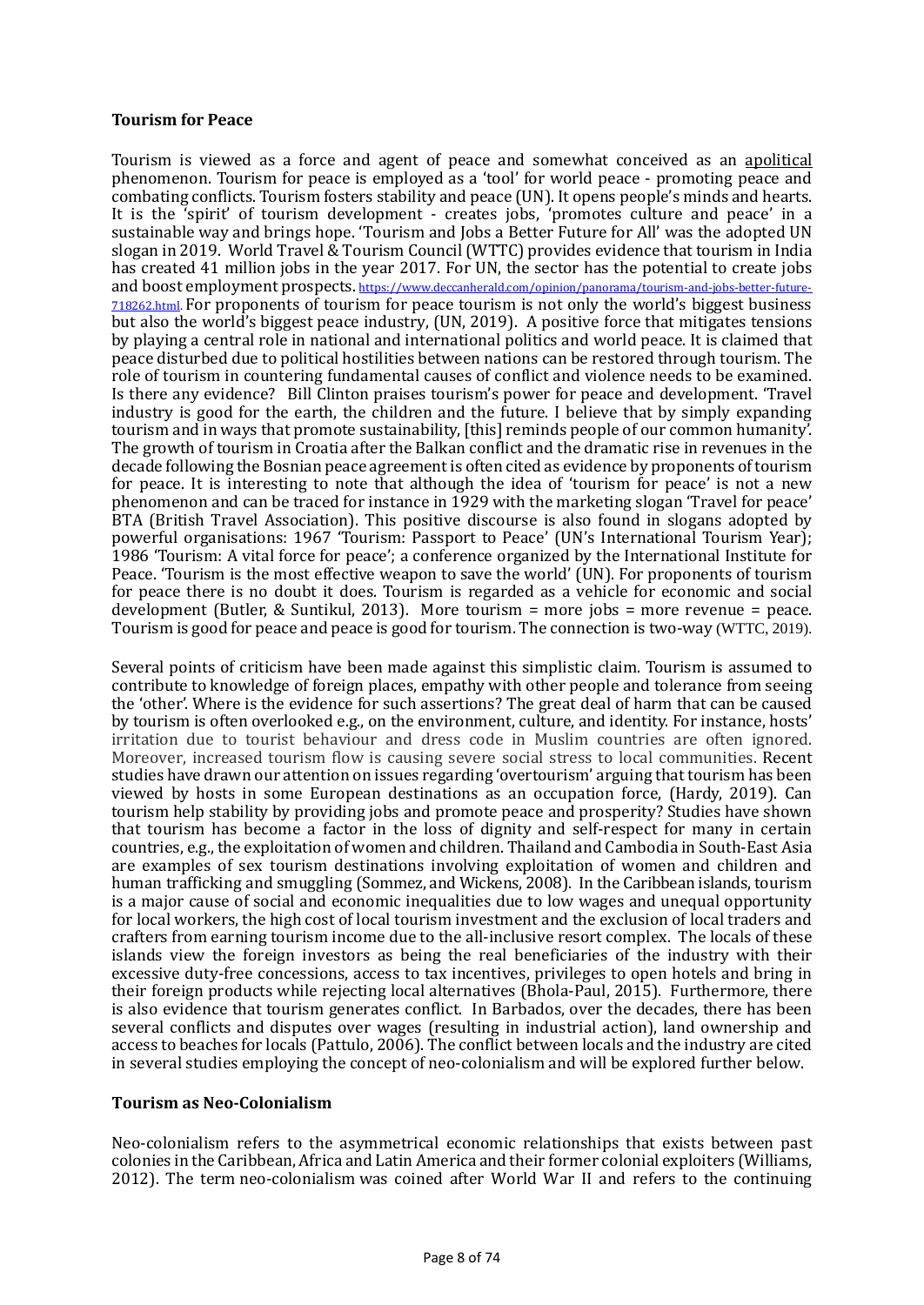**Tourism for Peace**

Tourism is viewed as a force and agent of peace and somewhat conceived as an apolitical phenomenon. Tourism for peace is employed as a 'tool' for world peace - promoting peace and combating conflicts. Tourism fosters stability and peace (UN). It opens people's minds and hearts. It is the 'spirit' of tourism development - creates jobs, 'promotes culture and peace' in a sustainable way and brings hope. 'Tourism and Jobs a Better Future for All' was the adopted UN slogan in 2019. World Travel & Tourism Council (WTTC) provides evidence that tourism in India has created 41 million jobs in the year 2017. For UN, the sector has the potential to create jobs and boost employment prospects. https://www.deccanherald.com/opinion/panorama/tourism-and-jobs-better-future-718262.html. For proponents of tourism for peace tourism is not only the world's biggest business but also the world's biggest peace industry, (UN, 2019). A positive force that mitigates tensions by playing a central role in national and international politics and world peace. It is claimed that peace disturbed due to political hostilities between nations can be restored through tourism. The role of tourism in countering fundamental causes of conflict and violence needs to be examined. Is there any evidence? Bill Clinton praises tourism's power for peace and development. 'Travel industry is good for the earth, the children and the future. I believe that by simply expanding tourism and in ways that promote sustainability, [this] reminds people of our common humanity'. The growth of tourism in Croatia after the Balkan conflict and the dramatic rise in revenues in the decade following the Bosnian peace agreement is often cited as evidence by proponents of tourism for peace. It is interesting to note that although the idea of 'tourism for peace' is not a new phenomenon and can be traced for instance in 1929 with the marketing slogan 'Travel for peace' BTA (British Travel Association). This positive discourse is also found in slogans adopted by powerful organisations: 1967 'Tourism: Passport to Peace' (UN's International Tourism Year); 1986 'Tourism: A vital force for peace'; a conference organized by the International Institute for Peace. 'Tourism is the most effective weapon to save the world' (UN). For proponents of tourism for peace there is no doubt it does. Tourism is regarded as a vehicle for economic and social development (Butler, & Suntikul, 2013). More tourism = more jobs = more revenue = peace. Tourism is good for peace and peace is good for tourism. The connection is two-way (WTTC, 2019).

Several points of criticism have been made against this simplistic claim. Tourism is assumed to contribute to knowledge of foreign places, empathy with other people and tolerance from seeing the 'other'. Where is the evidence for such assertions? The great deal of harm that can be caused by tourism is often overlooked e.g., on the environment, culture, and identity. For instance, hosts' irritation due to tourist behaviour and dress code in Muslim countries are often ignored. Moreover, increased tourism flow is causing severe social stress to local communities. Recent studies have drawn our attention on issues regarding 'overtourism' arguing that tourism has been viewed by hosts in some European destinations as an occupation force, (Hardy, 2019). Can tourism help stability by providing jobs and promote peace and prosperity? Studies have shown that tourism has become a factor in the loss of dignity and self-respect for many in certain countries, e.g., the exploitation of women and children. Thailand and Cambodia in South-East Asia are examples of sex tourism destinations involving exploitation of women and children and human trafficking and smuggling (Sommez, and Wickens, 2008). In the Caribbean islands, tourism is a major cause of social and economic inequalities due to low wages and unequal opportunity for local workers, the high cost of local tourism investment and the exclusion of local traders and crafters from earning tourism income due to the all-inclusive resort complex. The locals of these islands view the foreign investors as being the real beneficiaries of the industry with their excessive duty-free concessions, access to tax incentives, privileges to open hotels and bring in their foreign products while rejecting local alternatives (Bhola-Paul, 2015). Furthermore, there is also evidence that tourism generates conflict. In Barbados, over the decades, there has been several conflicts and disputes over wages (resulting in industrial action), land ownership and access to beaches for locals (Pattulo, 2006). The conflict between locals and the industry are cited in several studies employing the concept of neo-colonialism and will be explored further below.

**Tourism as Neo-Colonialism**

Neo-colonialism refers to the asymmetrical economic relationships that exists between past colonies in the Caribbean, Africa and Latin America and their former colonial exploiters (Williams, 2012). The term neo-colonialism was coined after World War II and refers to the continuing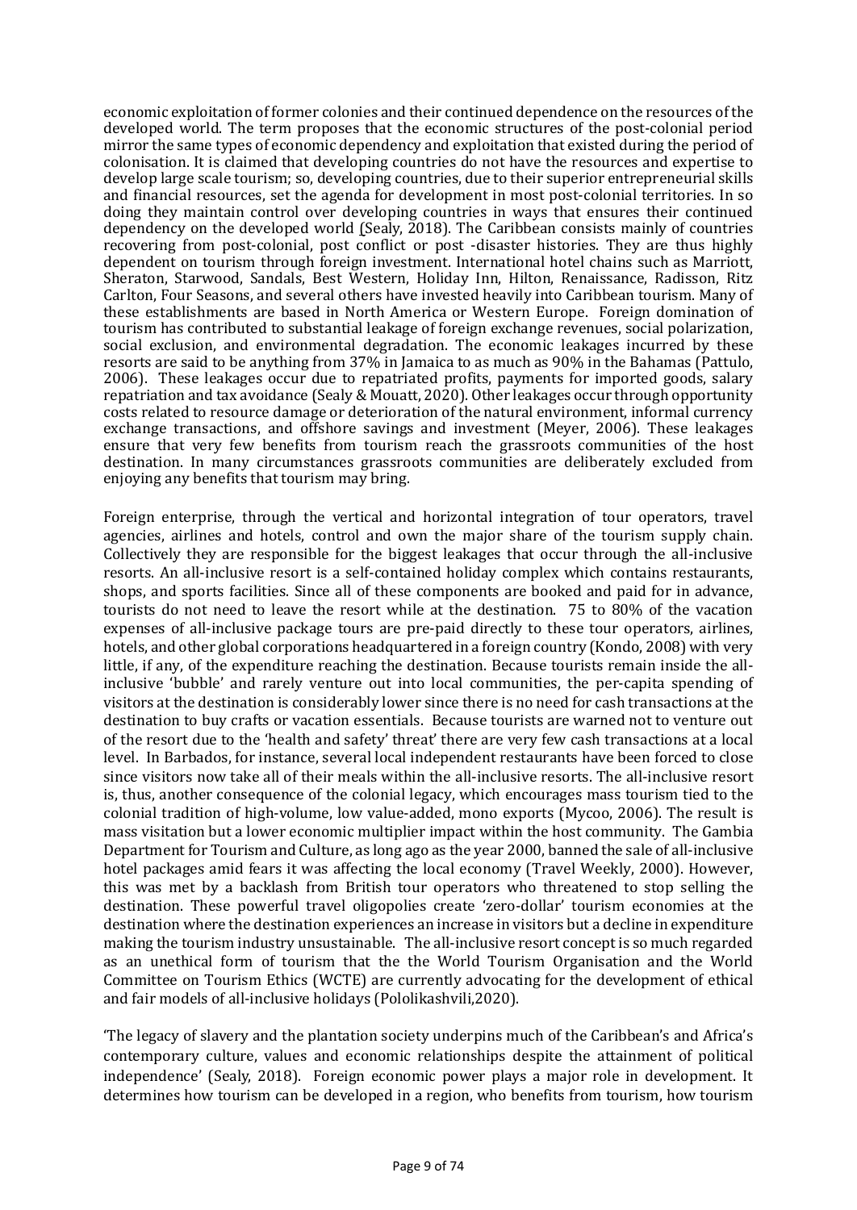economic exploitation of former colonies and their continued dependence on the resources of the developed world. The term proposes that the economic structures of the post-colonial period mirror the same types of economic dependency and exploitation that existed during the period of colonisation. It is claimed that developing countries do not have the resources and expertise to develop large scale tourism; so, developing countries, due to their superior entrepreneurial skills and financial resources, set the agenda for development in most post-colonial territories. In so doing they maintain control over developing countries in ways that ensures their continued dependency on the developed world (Sealy, 2018). The Caribbean consists mainly of countries recovering from post-colonial, post conflict or post -disaster histories. They are thus highly dependent on tourism through foreign investment. International hotel chains such as Marriott, Sheraton, Starwood, Sandals, Best Western, Holiday Inn, Hilton, Renaissance, Radisson, Ritz Carlton, Four Seasons, and several others have invested heavily into Caribbean tourism. Many of these establishments are based in North America or Western Europe. Foreign domination of tourism has contributed to substantial leakage of foreign exchange revenues, social polarization, social exclusion, and environmental degradation. The economic leakages incurred by these resorts are said to be anything from 37% in Jamaica to as much as 90% in the Bahamas (Pattulo, 2006). These leakages occur due to repatriated profits, payments for imported goods, salary repatriation and tax avoidance (Sealy & Mouatt, 2020). Other leakages occur through opportunity costs related to resource damage or deterioration of the natural environment, informal currency exchange transactions, and offshore savings and investment (Meyer, 2006). These leakages ensure that very few benefits from tourism reach the grassroots communities of the host destination. In many circumstances grassroots communities are deliberately excluded from enjoying any benefits that tourism may bring.

Foreign enterprise, through the vertical and horizontal integration of tour operators, travel agencies, airlines and hotels, control and own the major share of the tourism supply chain. Collectively they are responsible for the biggest leakages that occur through the all-inclusive resorts. An all-inclusive resort is a self-contained holiday complex which contains restaurants, shops, and sports facilities. Since all of these components are booked and paid for in advance, tourists do not need to leave the resort while at the destination. 75 to 80% of the vacation expenses of all-inclusive package tours are pre-paid directly to these tour operators, airlines, hotels, and other global corporations headquartered in a foreign country (Kondo, 2008) with very little, if any, of the expenditure reaching the destination. Because tourists remain inside the all-inclusive 'bubble' and rarely venture out into local communities, the per-capita spending of visitors at the destination is considerably lower since there is no need for cash transactions at the destination to buy crafts or vacation essentials. Because tourists are warned not to venture out of the resort due to the 'health and safety' threat' there are very few cash transactions at a local level. In Barbados, for instance, several local independent restaurants have been forced to close since visitors now take all of their meals within the all-inclusive resorts. The all-inclusive resort is, thus, another consequence of the colonial legacy, which encourages mass tourism tied to the colonial tradition of high-volume, low value-added, mono exports (Mycoo, 2006). The result is mass visitation but a lower economic multiplier impact within the host community. The Gambia Department for Tourism and Culture, as long ago as the year 2000, banned the sale of all-inclusive hotel packages amid fears it was affecting the local economy (Travel Weekly, 2000). However, this was met by a backlash from British tour operators who threatened to stop selling the destination. These powerful travel oligopolies create 'zero-dollar' tourism economies at the destination where the destination experiences an increase in visitors but a decline in expenditure making the tourism industry unsustainable. The all-inclusive resort concept is so much regarded as an unethical form of tourism that the the World Tourism Organisation and the World Committee on Tourism Ethics (WCTE) are currently advocating for the development of ethical and fair models of all-inclusive holidays (Pololikashvili,2020).

'The legacy of slavery and the plantation society underpins much of the Caribbean's and Africa's contemporary culture, values and economic relationships despite the attainment of political independence' (Sealy, 2018). Foreign economic power plays a major role in development. It determines how tourism can be developed in a region, who benefits from tourism, how tourism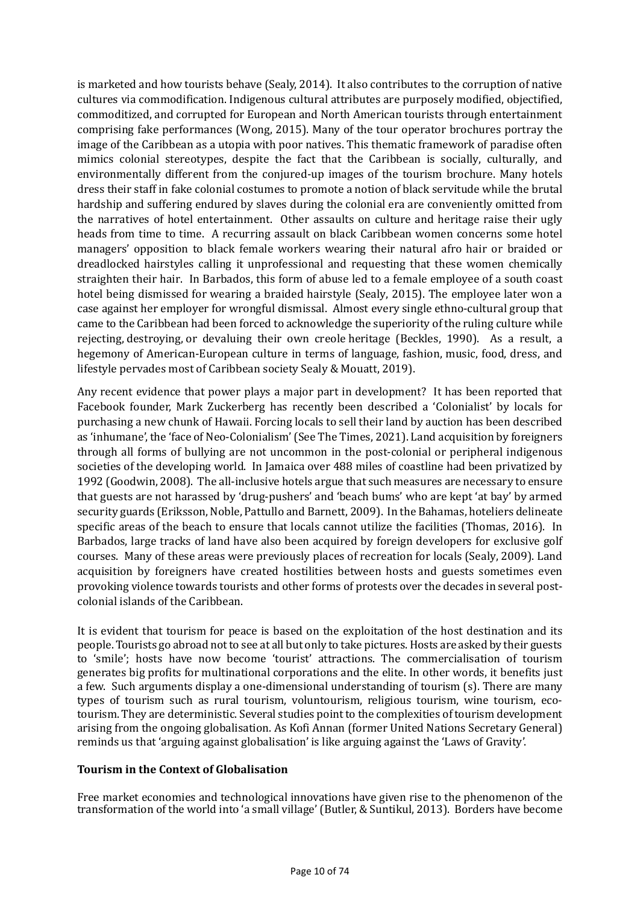is marketed and how tourists behave (Sealy, 2014). It also contributes to the corruption of native cultures via commodification. Indigenous cultural attributes are purposely modified, objectified, commoditized, and corrupted for European and North American tourists through entertainment comprising fake performances (Wong, 2015). Many of the tour operator brochures portray the image of the Caribbean as a utopia with poor natives. This thematic framework of paradise often mimics colonial stereotypes, despite the fact that the Caribbean is socially, culturally, and environmentally different from the conjured-up images of the tourism brochure. Many hotels dress their staff in fake colonial costumes to promote a notion of black servitude while the brutal hardship and suffering endured by slaves during the colonial era are conveniently omitted from the narratives of hotel entertainment. Other assaults on culture and heritage raise their ugly heads from time to time. A recurring assault on black Caribbean women concerns some hotel managers' opposition to black female workers wearing their natural afro hair or braided or dreadlocked hairstyles calling it unprofessional and requesting that these women chemically straighten their hair. In Barbados, this form of abuse led to a female employee of a south coast hotel being dismissed for wearing a braided hairstyle (Sealy, 2015). The employee later won a case against her employer for wrongful dismissal. Almost every single ethno-cultural group that came to the Caribbean had been forced to acknowledge the superiority of the ruling culture while rejecting, destroying, or devaluing their own creole heritage (Beckles, 1990). As a result, a hegemony of American-European culture in terms of language, fashion, music, food, dress, and lifestyle pervades most of Caribbean society Sealy & Mouatt, 2019).

Any recent evidence that power plays a major part in development? It has been reported that Facebook founder, Mark Zuckerberg has recently been described a 'Colonialist' by locals for purchasing a new chunk of Hawaii. Forcing locals to sell their land by auction has been described as 'inhumane', the 'face of Neo-Colonialism' (See The Times, 2021). Land acquisition by foreigners through all forms of bullying are not uncommon in the post-colonial or peripheral indigenous societies of the developing world. In Jamaica over 488 miles of coastline had been privatized by 1992 (Goodwin, 2008). The all-inclusive hotels argue that such measures are necessary to ensure that guests are not harassed by 'drug-pushers' and 'beach bums' who are kept 'at bay' by armed security guards (Eriksson, Noble, Pattullo and Barnett, 2009). In the Bahamas, hoteliers delineate specific areas of the beach to ensure that locals cannot utilize the facilities (Thomas, 2016). In Barbados, large tracks of land have also been acquired by foreign developers for exclusive golf courses. Many of these areas were previously places of recreation for locals (Sealy, 2009). Land acquisition by foreigners have created hostilities between hosts and guests sometimes even provoking violence towards tourists and other forms of protests over the decades in several post-colonial islands of the Caribbean.

It is evident that tourism for peace is based on the exploitation of the host destination and its people. Tourists go abroad not to see at all but only to take pictures. Hosts are asked by their guests to 'smile'; hosts have now become 'tourist' attractions. The commercialisation of tourism generates big profits for multinational corporations and the elite. In other words, it benefits just a few. Such arguments display a one-dimensional understanding of tourism (s). There are many types of tourism such as rural tourism, voluntourism, religious tourism, wine tourism, eco-tourism. They are deterministic. Several studies point to the complexities of tourism development arising from the ongoing globalisation. As Kofi Annan (former United Nations Secretary General) reminds us that 'arguing against globalisation' is like arguing against the 'Laws of Gravity'.

## Tourism in the Context of Globalisation

Free market economies and technological innovations have given rise to the phenomenon of the transformation of the world into 'a small village' (Butler, & Suntikul, 2013). Borders have become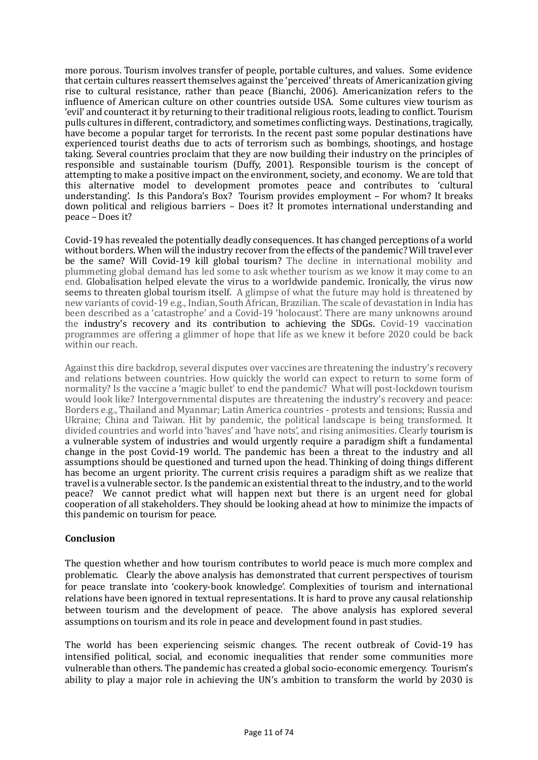more porous. Tourism involves transfer of people, portable cultures, and values. Some evidence that certain cultures reassert themselves against the 'perceived' threats of Americanization giving rise to cultural resistance, rather than peace (Bianchi, 2006). Americanization refers to the influence of American culture on other countries outside USA. Some cultures view tourism as 'evil' and counteract it by returning to their traditional religious roots, leading to conflict. Tourism pulls cultures in different, contradictory, and sometimes conflicting ways. Destinations, tragically, have become a popular target for terrorists. In the recent past some popular destinations have experienced tourist deaths due to acts of terrorism such as bombings, shootings, and hostage taking. Several countries proclaim that they are now building their industry on the principles of responsible and sustainable tourism (Duffy, 2001). Responsible tourism is the concept of attempting to make a positive impact on the environment, society, and economy. We are told that this alternative model to development promotes peace and contributes to 'cultural understanding'. Is this Pandora's Box? Tourism provides employment – For whom? It breaks down political and religious barriers – Does it? It promotes international understanding and peace – Does it?

Covid-19 has revealed the potentially deadly consequences. It has changed perceptions of a world without borders. When will the industry recover from the effects of the pandemic? Will travel ever be the same? Will Covid-19 kill global tourism? The decline in international mobility and plummeting global demand has led some to ask whether tourism as we know it may come to an end. Globalisation helped elevate the virus to a worldwide pandemic. Ironically, the virus now seems to threaten global tourism itself. A glimpse of what the future may hold is threatened by new variants of covid-19 e.g., Indian, South African, Brazilian. The scale of devastation in India has been described as a 'catastrophe' and a Covid-19 'holocaust'. There are many unknowns around the industry's recovery and its contribution to achieving the SDGs. Covid-19 vaccination programmes are offering a glimmer of hope that life as we knew it before 2020 could be back within our reach.

Against this dire backdrop, several disputes over vaccines are threatening the industry's recovery and relations between countries. How quickly the world can expect to return to some form of normality? Is the vaccine a 'magic bullet' to end the pandemic? What will post-lockdown tourism would look like? Intergovernmental disputes are threatening the industry's recovery and peace: Borders e.g., Thailand and Myanmar; Latin America countries - protests and tensions; Russia and Ukraine; China and Taiwan. Hit by pandemic, the political landscape is being transformed. It divided countries and world into 'haves' and 'have nots', and rising animosities. Clearly tourism is a vulnerable system of industries and would urgently require a paradigm shift a fundamental change in the post Covid-19 world. The pandemic has been a threat to the industry and all assumptions should be questioned and turned upon the head. Thinking of doing things different has become an urgent priority. The current crisis requires a paradigm shift as we realize that travel is a vulnerable sector. Is the pandemic an existential threat to the industry, and to the world peace? We cannot predict what will happen next but there is an urgent need for global cooperation of all stakeholders. They should be looking ahead at how to minimize the impacts of this pandemic on tourism for peace.

## Conclusion

The question whether and how tourism contributes to world peace is much more complex and problematic. Clearly the above analysis has demonstrated that current perspectives of tourism for peace translate into 'cookery-book knowledge'. Complexities of tourism and international relations have been ignored in textual representations. It is hard to prove any causal relationship between tourism and the development of peace. The above analysis has explored several assumptions on tourism and its role in peace and development found in past studies.

The world has been experiencing seismic changes. The recent outbreak of Covid-19 has intensified political, social, and economic inequalities that render some communities more vulnerable than others. The pandemic has created a global socio-economic emergency. Tourism's ability to play a major role in achieving the UN's ambition to transform the world by 2030 is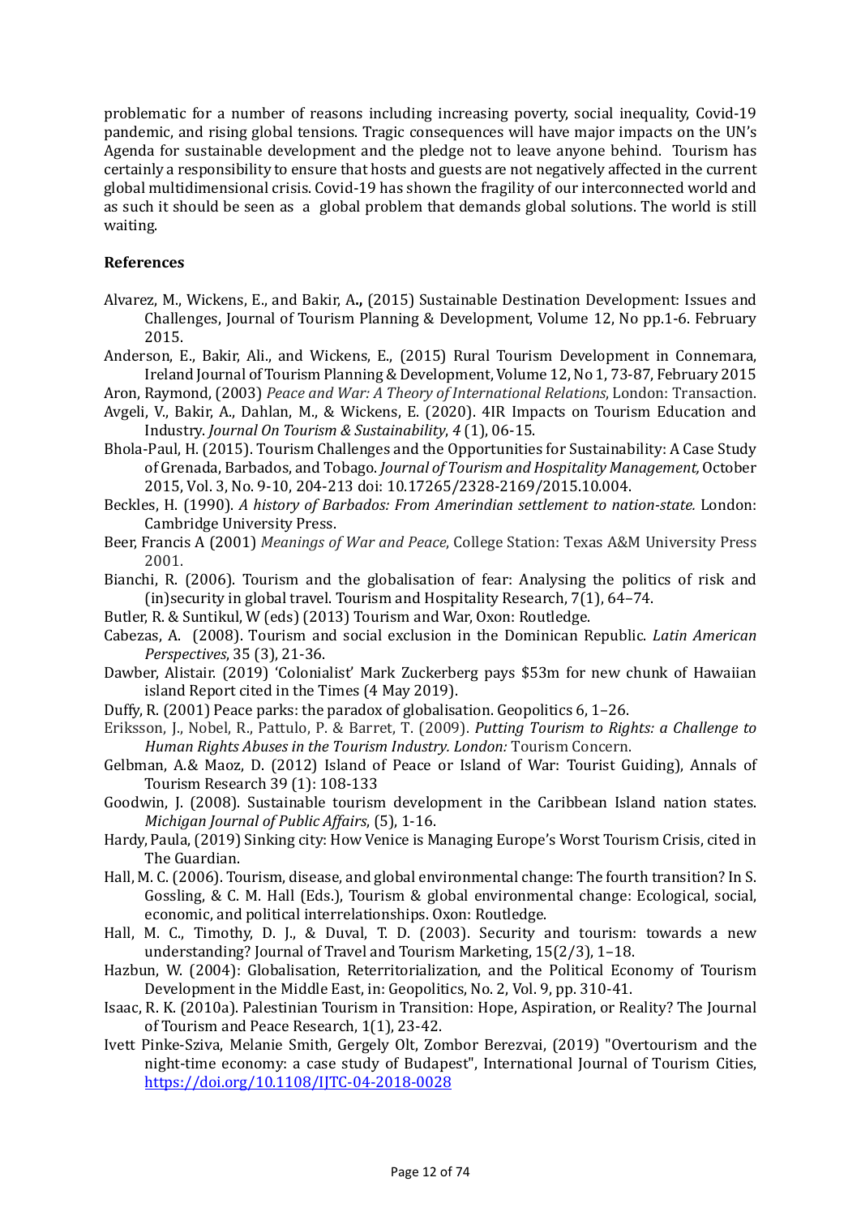problematic for a number of reasons including increasing poverty, social inequality, Covid-19 pandemic, and rising global tensions. Tragic consequences will have major impacts on the UN's Agenda for sustainable development and the pledge not to leave anyone behind. Tourism has certainly a responsibility to ensure that hosts and guests are not negatively affected in the current global multidimensional crisis. Covid-19 has shown the fragility of our interconnected world and as such it should be seen as a global problem that demands global solutions. The world is still waiting.

**References**

Alvarez, M., Wickens, E., and Bakir, A**.,** (2015) Sustainable Destination Development: Issues and Challenges, Journal of Tourism Planning & Development, Volume 12, No pp.1-6. February 2015.

Anderson, E., Bakir, Ali., and Wickens, E., (2015) Rural Tourism Development in Connemara, Ireland Journal of Tourism Planning & Development, Volume 12, No 1, 73-87, February 2015

Aron, Raymond, (2003) *Peace and War: A Theory of International Relations*, London: Transaction.

Avgeli, V., Bakir, A., Dahlan, M., & Wickens, E. (2020). 4IR Impacts on Tourism Education and Industry. *Journal On Tourism & Sustainability*, *4* (1), 06-15.

Bhola-Paul, H. (2015). Tourism Challenges and the Opportunities for Sustainability: A Case Study of Grenada, Barbados, and Tobago. *Journal of Tourism and Hospitality Management,* October 2015, Vol. 3, No. 9-10, 204-213 doi: 10.17265/2328-2169/2015.10.004.

Beckles, H. (1990). *A history of Barbados: From Amerindian settlement to nation-state.* London: Cambridge University Press.

Beer, Francis A (2001) *Meanings of War and Peace*, College Station: Texas A&M University Press 2001.

Bianchi, R. (2006). Tourism and the globalisation of fear: Analysing the politics of risk and (in)security in global travel. Tourism and Hospitality Research, 7(1), 64–74.

Butler, R. & Suntikul, W (eds) (2013) Tourism and War, Oxon: Routledge.

Cabezas, A. (2008). Tourism and social exclusion in the Dominican Republic. *Latin American Perspectives*, 35 (3), 21-36.

Dawber, Alistair. (2019) 'Colonialist' Mark Zuckerberg pays $53m for new chunk of Hawaiian island Report cited in the Times (4 May 2019).

Duffy, R. (2001) Peace parks: the paradox of globalisation. Geopolitics 6, 1–26.

Eriksson, J., Nobel, R., Pattulo, P. & Barret, T. (2009). *Putting Tourism to Rights: a Challenge to Human Rights Abuses in the Tourism Industry. London:* Tourism Concern.

Gelbman, A.& Maoz, D. (2012) Island of Peace or Island of War: Tourist Guiding), Annals of Tourism Research 39 (1): 108-133

Goodwin, J. (2008). Sustainable tourism development in the Caribbean Island nation states. *Michigan Journal of Public Affairs*, (5), 1-16.

Hardy, Paula, (2019) Sinking city: How Venice is Managing Europe's Worst Tourism Crisis, cited in The Guardian.

Hall, M. C. (2006). Tourism, disease, and global environmental change: The fourth transition? In S. Gossling, & C. M. Hall (Eds.), Tourism & global environmental change: Ecological, social, economic, and political interrelationships. Oxon: Routledge.

Hall, M. C., Timothy, D. J., & Duval, T. D. (2003). Security and tourism: towards a new understanding? Journal of Travel and Tourism Marketing, 15(2/3), 1–18.

Hazbun, W. (2004): Globalisation, Reterritorialization, and the Political Economy of Tourism Development in the Middle East, in: Geopolitics, No. 2, Vol. 9, pp. 310-41.

Isaac, R. K. (2010a). Palestinian Tourism in Transition: Hope, Aspiration, or Reality? The Journal of Tourism and Peace Research, 1(1), 23-42.

Ivett Pinke-Sziva, Melanie Smith, Gergely Olt, Zombor Berezvai, (2019) "Overtourism and the night-time economy: a case study of Budapest", International Journal of Tourism Cities, https://doi.org/10.1108/IJTC-04-2018-0028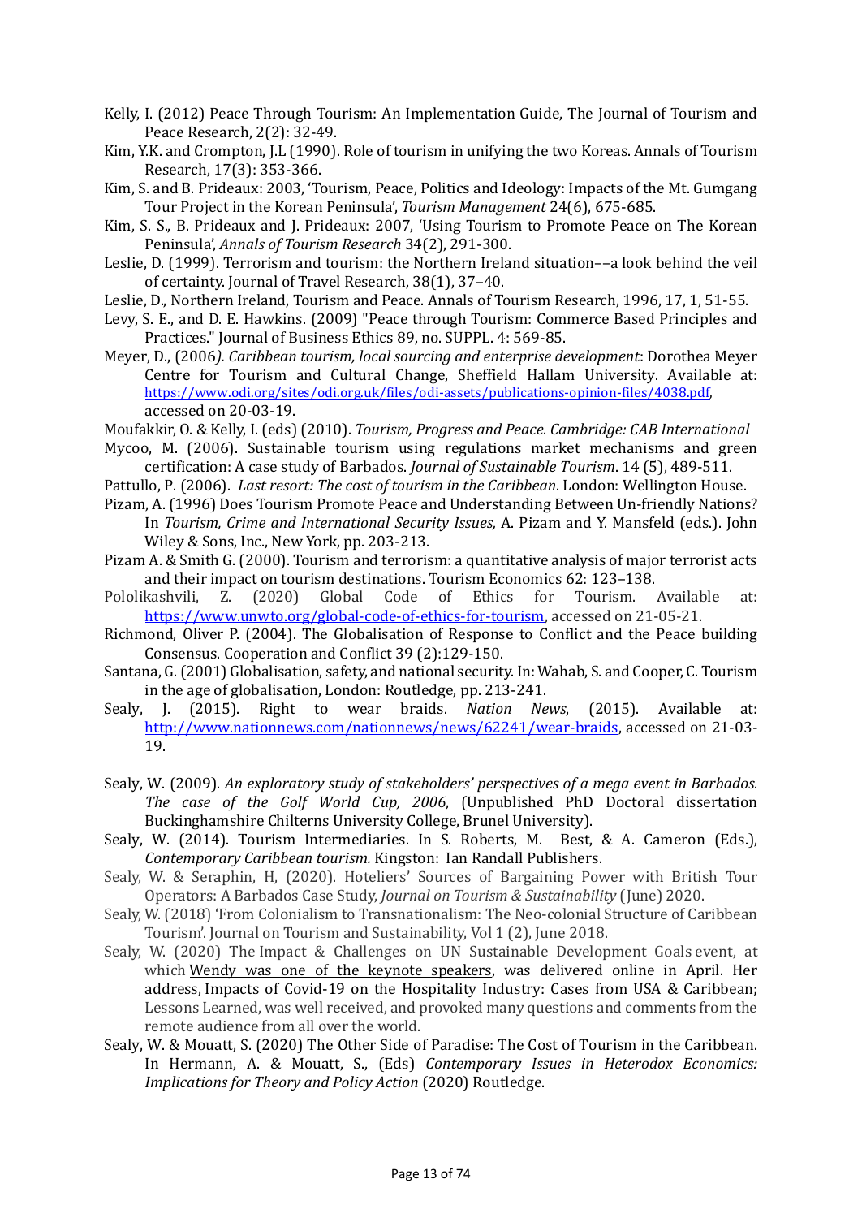Kelly, I. (2012) Peace Through Tourism: An Implementation Guide, The Journal of Tourism and Peace Research, 2(2): 32-49.

Kim, Y.K. and Crompton, J.L (1990). Role of tourism in unifying the two Koreas. Annals of Tourism Research, 17(3): 353-366.

Kim, S. and B. Prideaux: 2003, 'Tourism, Peace, Politics and Ideology: Impacts of the Mt. Gumgang Tour Project in the Korean Peninsula', *Tourism Management* 24(6), 675-685.

Kim, S. S., B. Prideaux and J. Prideaux: 2007, 'Using Tourism to Promote Peace on The Korean Peninsula', *Annals of Tourism Research* 34(2), 291-300.

Leslie, D. (1999). Terrorism and tourism: the Northern Ireland situation––a look behind the veil of certainty. Journal of Travel Research, 38(1), 37–40.

Leslie, D., Northern Ireland, Tourism and Peace. Annals of Tourism Research, 1996, 17, 1, 51-55.

Levy, S. E., and D. E. Hawkins. (2009) "Peace through Tourism: Commerce Based Principles and Practices." Journal of Business Ethics 89, no. SUPPL. 4: 569-85.

Meyer, D., (2006*). Caribbean tourism, local sourcing and enterprise development*: Dorothea Meyer Centre for Tourism and Cultural Change, Sheffield Hallam University. Available at: https://www.odi.org/sites/odi.org.uk/files/odi-assets/publications-opinion-files/4038.pdf, accessed on 20-03-19.

Moufakkir, O. & Kelly, I. (eds) (2010). *Tourism, Progress and Peace. Cambridge: CAB International*

Mycoo, M. (2006). Sustainable tourism using regulations market mechanisms and green certification: A case study of Barbados. *Journal of Sustainable Tourism*. 14 (5), 489-511.

Pattullo, P. (2006). *Last resort: The cost of tourism in the Caribbean*. London: Wellington House.

Pizam, A. (1996) Does Tourism Promote Peace and Understanding Between Un-friendly Nations? In *Tourism, Crime and International Security Issues,* A. Pizam and Y. Mansfeld (eds.). John Wiley & Sons, Inc., New York, pp. 203-213.

Pizam A. & Smith G. (2000). Tourism and terrorism: a quantitative analysis of major terrorist acts and their impact on tourism destinations. Tourism Economics 62: 123–138.

Pololikashvili, Z. (2020) Global Code of Ethics for Tourism. Available at: https://www.unwto.org/global-code-of-ethics-for-tourism, accessed on 21-05-21.

Richmond, Oliver P. (2004). The Globalisation of Response to Conflict and the Peace building Consensus. Cooperation and Conflict 39 (2):129-150.

Santana, G. (2001) Globalisation, safety, and national security. In: Wahab, S. and Cooper, C. Tourism in the age of globalisation, London: Routledge, pp. 213-241.

Sealy, J. (2015). Right to wear braids. *Nation News*, (2015). Available at: http://www.nationnews.com/nationnews/news/62241/wear-braids, accessed on 21-03-19.

Sealy, W. (2009). *An exploratory study of stakeholders' perspectives of a mega event in Barbados. The case of the Golf World Cup, 2006*, (Unpublished PhD Doctoral dissertation Buckinghamshire Chilterns University College, Brunel University).

Sealy, W. (2014). Tourism Intermediaries. In S. Roberts, M. Best, & A. Cameron (Eds.), *Contemporary Caribbean tourism.* Kingston: Ian Randall Publishers.

Sealy, W. & Seraphin, H, (2020). Hoteliers' Sources of Bargaining Power with British Tour Operators: A Barbados Case Study, *Journal on Tourism & Sustainability* (June) 2020.

Sealy, W. (2018) 'From Colonialism to Transnationalism: The Neo-colonial Structure of Caribbean Tourism'. Journal on Tourism and Sustainability, Vol 1 (2), June 2018.

Sealy, W. (2020) The Impact & Challenges on UN Sustainable Development Goals event, at which Wendy was one of the keynote speakers, was delivered online in April. Her address, Impacts of Covid-19 on the Hospitality Industry: Cases from USA & Caribbean; Lessons Learned, was well received, and provoked many questions and comments from the remote audience from all over the world.

Sealy, W. & Mouatt, S. (2020) The Other Side of Paradise: The Cost of Tourism in the Caribbean. In Hermann, A. & Mouatt, S., (Eds) *Contemporary Issues in Heterodox Economics: Implications for Theory and Policy Action* (2020) Routledge.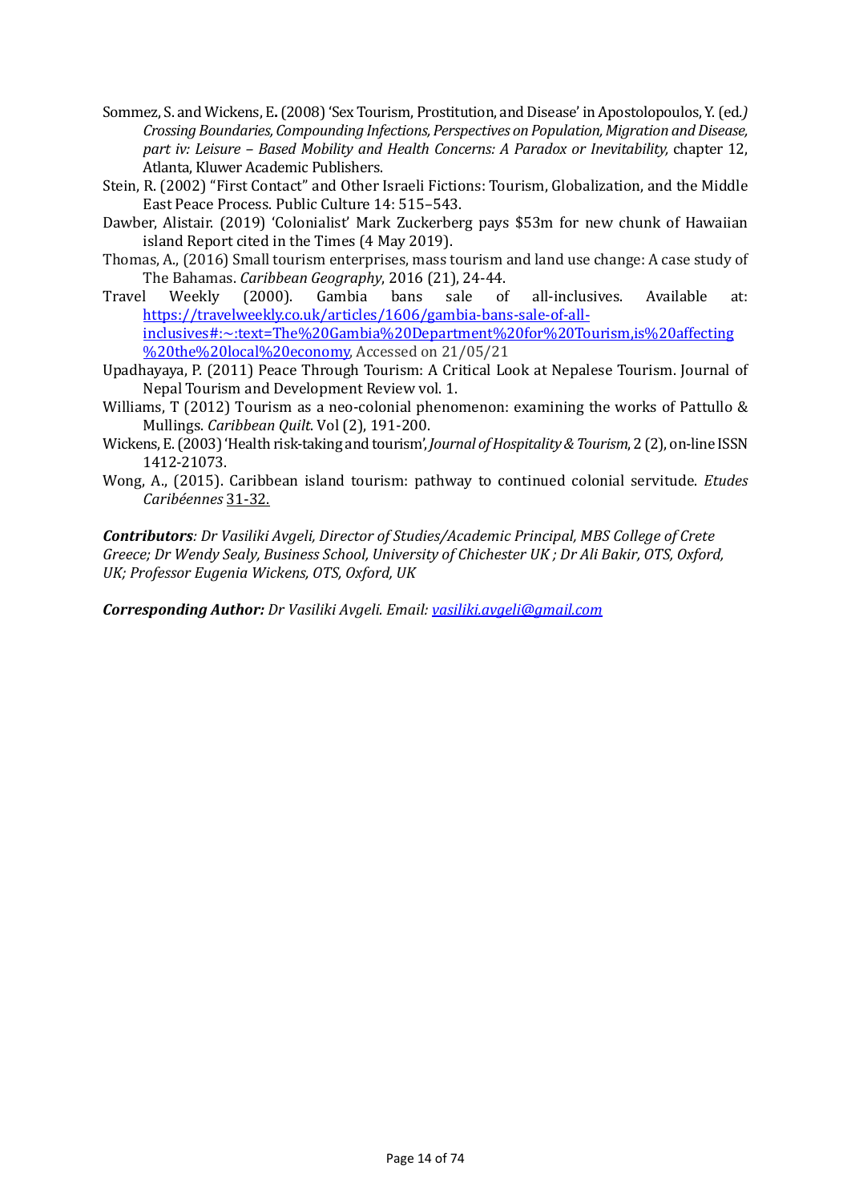Sommez, S. and Wickens, E**.** (2008) 'Sex Tourism, Prostitution, and Disease' in Apostolopoulos, Y. (ed*.) Crossing Boundaries, Compounding Infections, Perspectives on Population, Migration and Disease, part iv: Leisure – Based Mobility and Health Concerns: A Paradox or Inevitability,* chapter 12, Atlanta, Kluwer Academic Publishers.

Stein, R. (2002) "First Contact" and Other Israeli Fictions: Tourism, Globalization, and the Middle East Peace Process. Public Culture 14: 515–543.

Dawber, Alistair. (2019) 'Colonialist' Mark Zuckerberg pays $53m for new chunk of Hawaiian island Report cited in the Times (4 May 2019).

Thomas, A., (2016) Small tourism enterprises, mass tourism and land use change: A case study of The Bahamas. *Caribbean Geography*, 2016 (21), 24-44.

Travel Weekly (2000). Gambia bans sale of all-inclusives. Available at: [https://travelweekly.co.uk/articles/1606/gambia-bans-sale-of-all-inclusives#:~:text=The%20Gambia%20Department%20for%20Tourism,is%20affecting%20the%20local%20economy](https://travelweekly.co.uk/articles/1606/gambia-bans-sale-of-all-inclusives#:~:text=The%20Gambia%20Department%20for%20Tourism,is%20affecting%20the%20local%20economy), Accessed on 21/05/21

Upadhayaya, P. (2011) Peace Through Tourism: A Critical Look at Nepalese Tourism. Journal of Nepal Tourism and Development Review vol. 1.

Williams, T (2012) Tourism as a neo-colonial phenomenon: examining the works of Pattullo & Mullings. *Caribbean Quilt*. Vol (2), 191-200.

Wickens, E. (2003) 'Health risk-taking and tourism', *Journal of Hospitality & Tourism*, 2 (2), on-line ISSN 1412-21073.

Wong, A., (2015). Caribbean island tourism: pathway to continued colonial servitude. *Etudes Caribéennes* 31-32.

***Contributors**: Dr Vasiliki Avgeli, Director of Studies/Academic Principal, MBS College of Crete Greece; Dr Wendy Sealy, Business School, University of Chichester UK ; Dr Ali Bakir, OTS, Oxford, UK; Professor Eugenia Wickens, OTS, Oxford, UK*

***Corresponding Author:** Dr Vasiliki Avgeli. Email: [vasiliki.avgeli@gmail.com](mailto:vasiliki.avgeli@gmail.com)*